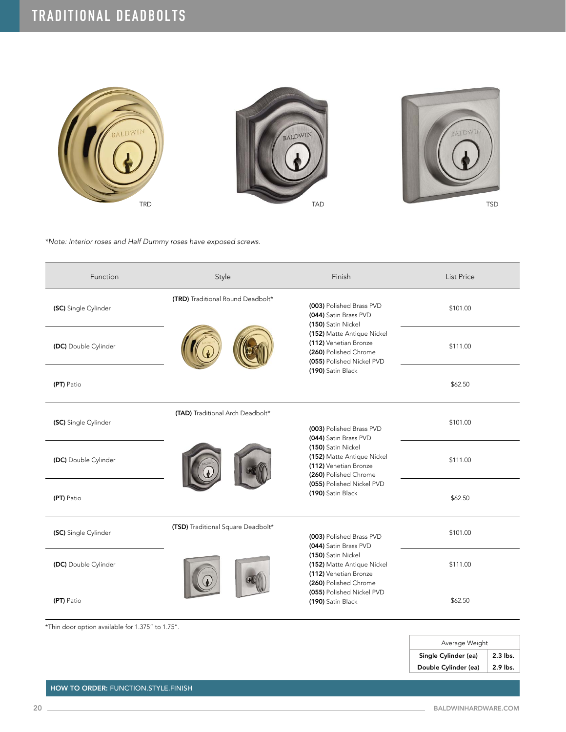# TRADITIONAL DEADBOLTS

TRD

TAD

TSD

*\*Note: Interior roses and Half Dummy roses have exposed screws.*

| Function | Style | Finish | List Price |
|---|---|---|---|
| **(SC)** Single Cylinder | **(TRD)** Traditional Round Deadbolt* | **(003)** Polished Brass PVD<br>**(044)** Satin Brass PVD<br>**(150)** Satin Nickel<br>**(152)** Matte Antique Nickel<br>**(112)** Venetian Bronze<br>**(260)** Polished Chrome<br>**(055)** Polished Nickel PVD<br>**(190)** Satin Black | $101.00 |
| **(DC)** Double Cylinder | | | $111.00 |
| **(PT)** Patio | | | $62.50 |
| **(SC)** Single Cylinder | **(TAD)** Traditional Arch Deadbolt* | **(003)** Polished Brass PVD<br>**(044)** Satin Brass PVD<br>**(150)** Satin Nickel<br>**(152)** Matte Antique Nickel<br>**(112)** Venetian Bronze<br>**(260)** Polished Chrome<br>**(055)** Polished Nickel PVD<br>**(190)** Satin Black | $101.00 |
| **(DC)** Double Cylinder | | | $111.00 |
| **(PT)** Patio | | | $62.50 |
| **(SC)** Single Cylinder | **(TSD)** Traditional Square Deadbolt* | **(003)** Polished Brass PVD<br>**(044)** Satin Brass PVD<br>**(150)** Satin Nickel<br>**(152)** Matte Antique Nickel<br>**(112)** Venetian Bronze<br>**(260)** Polished Chrome<br>**(055)** Polished Nickel PVD<br>**(190)** Satin Black | $101.00 |
| **(DC)** Double Cylinder | | | $111.00 |
| **(PT)** Patio | | | $62.50 |

*Thin door option available for 1.375" to 1.75".

| Average Weight | |
|---|---|
| **Single Cylinder (ea)** | **2.3 lbs.** |
| **Double Cylinder (ea)** | **2.9 lbs.** |

**HOW TO ORDER:** FUNCTION.STYLE.FINISH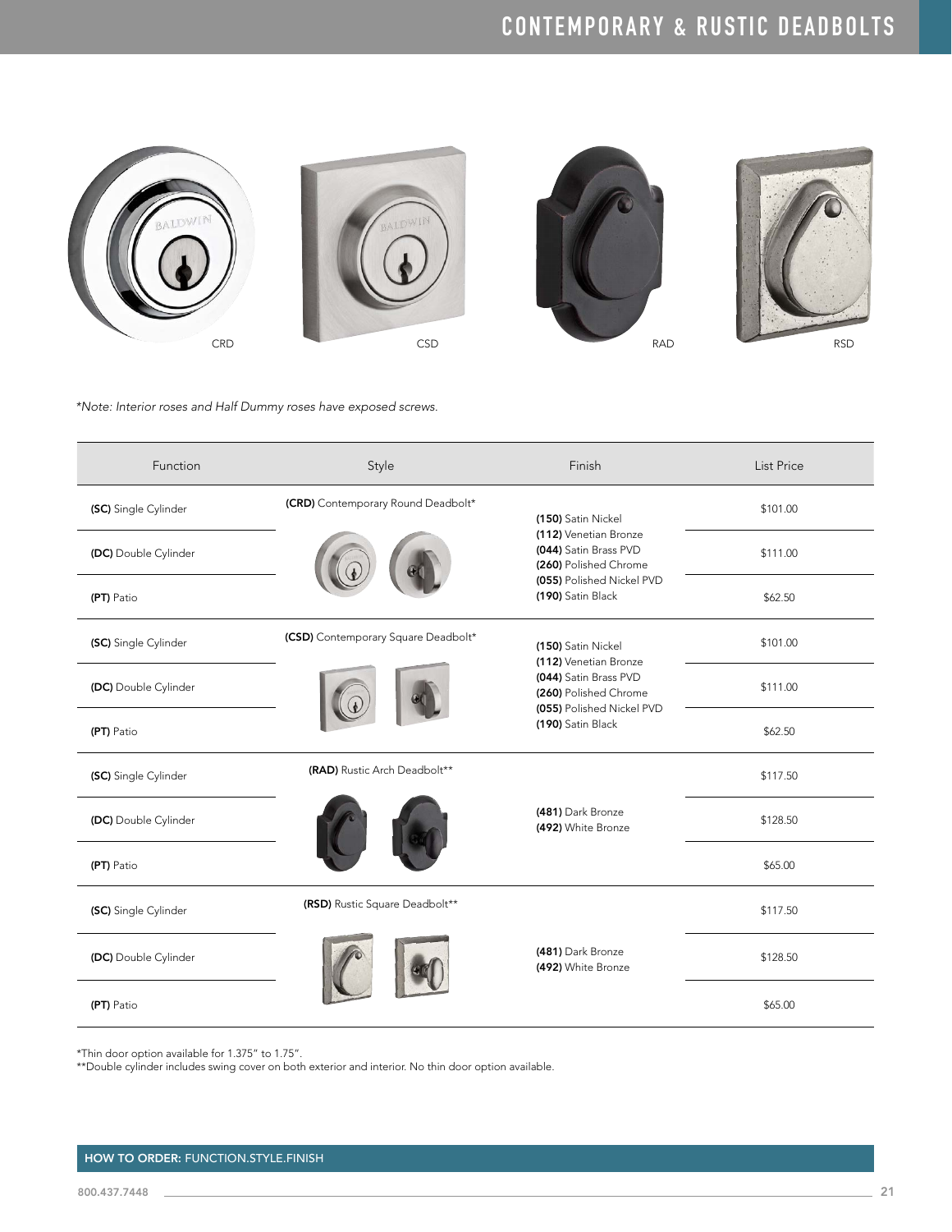# CONTEMPORARY & RUSTIC DEADBOLTS

CRD

CSD

RAD

RSD

*\*Note: Interior roses and Half Dummy roses have exposed screws.*

| Function | Style | Finish | List Price |
|---|---|---|---|
| **(SC)** Single Cylinder | **(CRD)** Contemporary Round Deadbolt* | **(150)** Satin Nickel<br>**(112)** Venetian Bronze<br>**(044)** Satin Brass PVD<br>**(260)** Polished Chrome<br>**(055)** Polished Nickel PVD<br>**(190)** Satin Black | $101.00 |
| **(DC)** Double Cylinder | | | $111.00 |
| **(PT)** Patio | | | $62.50 |
| **(SC)** Single Cylinder | **(CSD)** Contemporary Square Deadbolt* | **(150)** Satin Nickel<br>**(112)** Venetian Bronze<br>**(044)** Satin Brass PVD<br>**(260)** Polished Chrome<br>**(055)** Polished Nickel PVD<br>**(190)** Satin Black | $101.00 |
| **(DC)** Double Cylinder | | | $111.00 |
| **(PT)** Patio | | | $62.50 |
| **(SC)** Single Cylinder | **(RAD)** Rustic Arch Deadbolt** | **(481)** Dark Bronze<br>**(492)** White Bronze | $117.50 |
| **(DC)** Double Cylinder | | | $128.50 |
| **(PT)** Patio | | | $65.00 |
| **(SC)** Single Cylinder | **(RSD)** Rustic Square Deadbolt** | **(481)** Dark Bronze<br>**(492)** White Bronze | $117.50 |
| **(DC)** Double Cylinder | | | $128.50 |
| **(PT)** Patio | | | $65.00 |

*Thin door option available for 1.375" to 1.75".
**Double cylinder includes swing cover on both exterior and interior. No thin door option available.

**HOW TO ORDER:** FUNCTION.STYLE.FINISH

800.437.7448